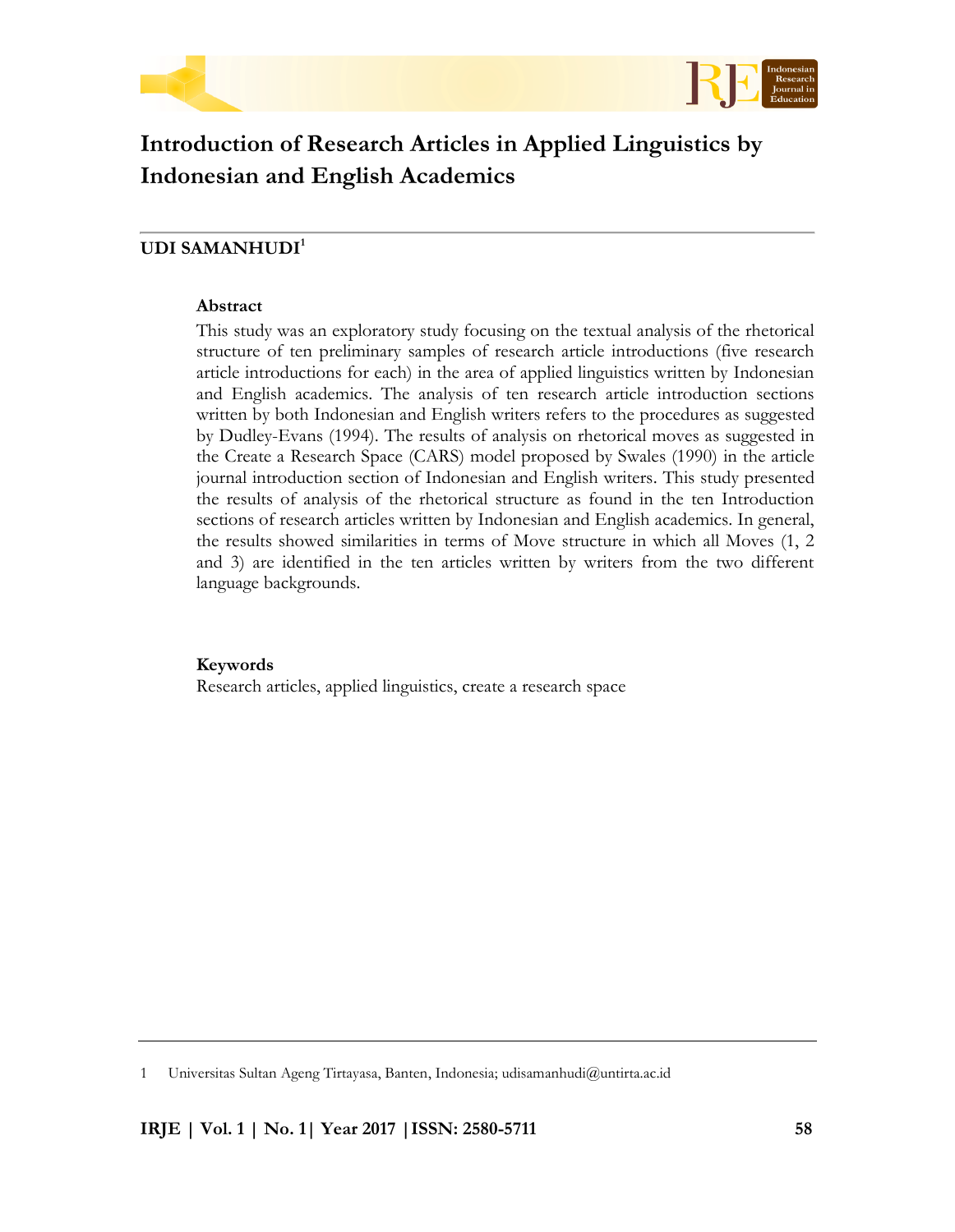# Introduction of Research Articles in Applied Linguistics by Indonesian and English Academics

**UDI SAMANHUDI**[1]

### Abstract

This study was an exploratory study focusing on the textual analysis of the rhetorical structure of ten preliminary samples of research article introductions (five research article introductions for each) in the area of applied linguistics written by Indonesian and English academics. The analysis of ten research article introduction sections written by both Indonesian and English writers refers to the procedures as suggested by Dudley-Evans (1994). The results of analysis on rhetorical moves as suggested in the Create a Research Space (CARS) model proposed by Swales (1990) in the article journal introduction section of Indonesian and English writers. This study presented the results of analysis of the rhetorical structure as found in the ten Introduction sections of research articles written by Indonesian and English academics. In general, the results showed similarities in terms of Move structure in which all Moves (1, 2 and 3) are identified in the ten articles written by writers from the two different language backgrounds.

### Keywords

Research articles, applied linguistics, create a research space

---

1 Universitas Sultan Ageng Tirtayasa, Banten, Indonesia; udisamanhudi@untirta.ac.id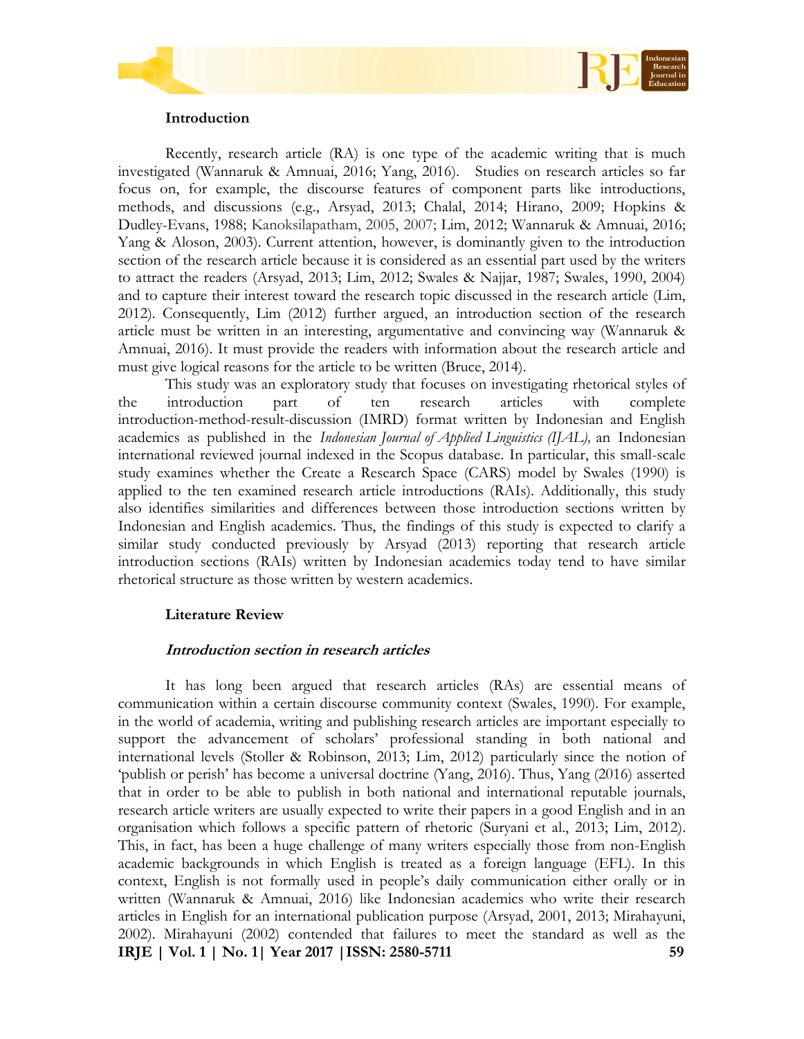## Introduction

Recently, research article (RA) is one type of the academic writing that is much investigated (Wannaruk & Amnuai, 2016; Yang, 2016). Studies on research articles so far focus on, for example, the discourse features of component parts like introductions, methods, and discussions (e.g., Arsyad, 2013; Chalal, 2014; Hirano, 2009; Hopkins & Dudley-Evans, 1988; Kanoksilapatham, 2005, 2007; Lim, 2012; Wannaruk & Amnuai, 2016; Yang & Aloson, 2003). Current attention, however, is dominantly given to the introduction section of the research article because it is considered as an essential part used by the writers to attract the readers (Arsyad, 2013; Lim, 2012; Swales & Najjar, 1987; Swales, 1990, 2004) and to capture their interest toward the research topic discussed in the research article (Lim, 2012). Consequently, Lim (2012) further argued, an introduction section of the research article must be written in an interesting, argumentative and convincing way (Wannaruk & Amnuai, 2016). It must provide the readers with information about the research article and must give logical reasons for the article to be written (Bruce, 2014).

This study was an exploratory study that focuses on investigating rhetorical styles of the introduction part of ten research articles with complete introduction-method-result-discussion (IMRD) format written by Indonesian and English academics as published in the *Indonesian Journal of Applied Linguistics (IJAL),* an Indonesian international reviewed journal indexed in the Scopus database. In particular, this small-scale study examines whether the Create a Research Space (CARS) model by Swales (1990) is applied to the ten examined research article introductions (RAIs). Additionally, this study also identifies similarities and differences between those introduction sections written by Indonesian and English academics. Thus, the findings of this study is expected to clarify a similar study conducted previously by Arsyad (2013) reporting that research article introduction sections (RAIs) written by Indonesian academics today tend to have similar rhetorical structure as those written by western academics.

## Literature Review

### *Introduction section in research articles*

It has long been argued that research articles (RAs) are essential means of communication within a certain discourse community context (Swales, 1990). For example, in the world of academia, writing and publishing research articles are important especially to support the advancement of scholars' professional standing in both national and international levels (Stoller & Robinson, 2013; Lim, 2012) particularly since the notion of 'publish or perish' has become a universal doctrine (Yang, 2016). Thus, Yang (2016) asserted that in order to be able to publish in both national and international reputable journals, research article writers are usually expected to write their papers in a good English and in an organisation which follows a specific pattern of rhetoric (Suryani et al., 2013; Lim, 2012). This, in fact, has been a huge challenge of many writers especially those from non-English academic backgrounds in which English is treated as a foreign language (EFL). In this context, English is not formally used in people's daily communication either orally or in written (Wannaruk & Amnuai, 2016) like Indonesian academics who write their research articles in English for an international publication purpose (Arsyad, 2001, 2013; Mirahayuni, 2002). Mirahayuni (2002) contended that failures to meet the standard as well as the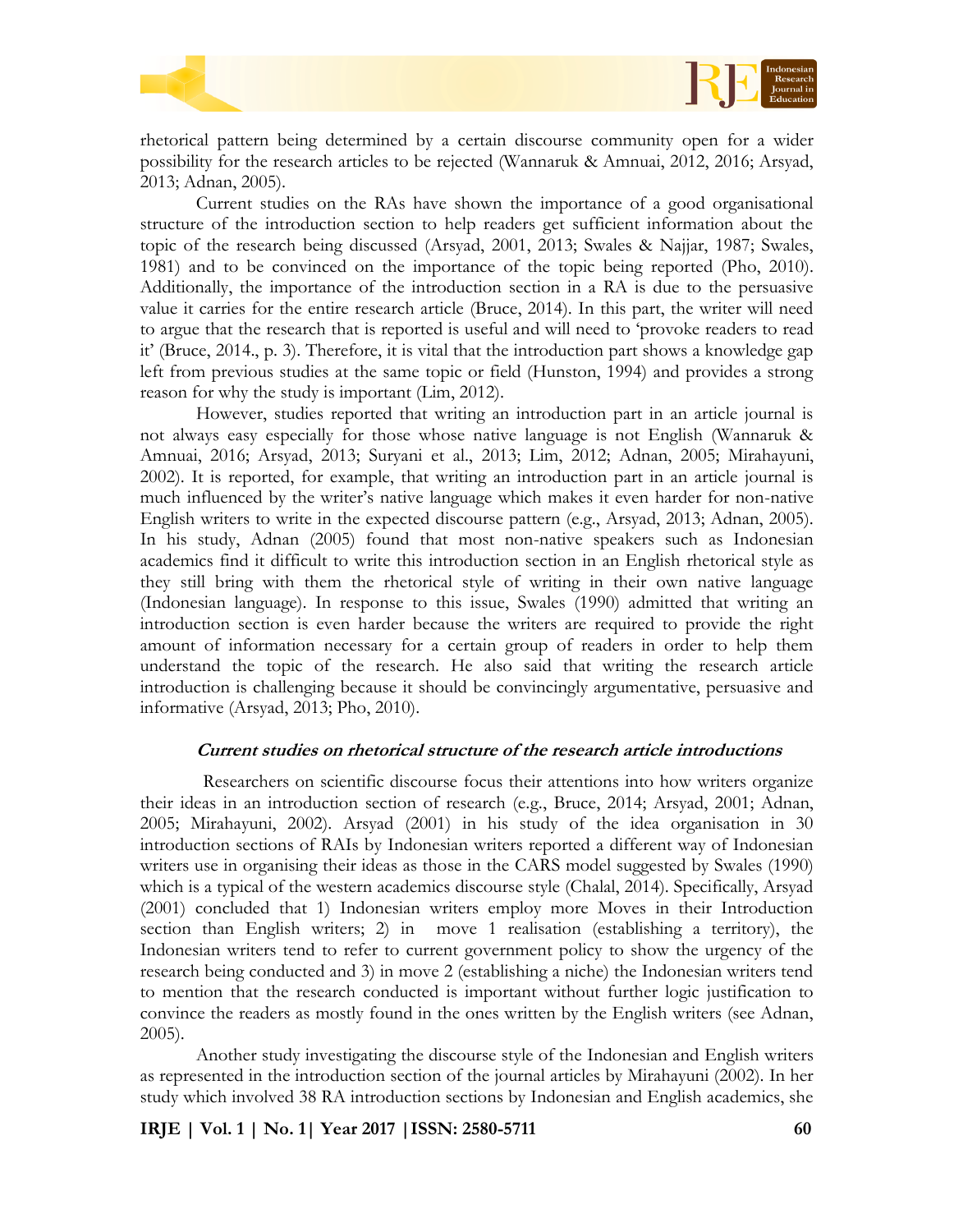rhetorical pattern being determined by a certain discourse community open for a wider possibility for the research articles to be rejected (Wannaruk & Amnuai, 2012, 2016; Arsyad, 2013; Adnan, 2005).

Current studies on the RAs have shown the importance of a good organisational structure of the introduction section to help readers get sufficient information about the topic of the research being discussed (Arsyad, 2001, 2013; Swales & Najjar, 1987; Swales, 1981) and to be convinced on the importance of the topic being reported (Pho, 2010). Additionally, the importance of the introduction section in a RA is due to the persuasive value it carries for the entire research article (Bruce, 2014). In this part, the writer will need to argue that the research that is reported is useful and will need to 'provoke readers to read it' (Bruce, 2014., p. 3). Therefore, it is vital that the introduction part shows a knowledge gap left from previous studies at the same topic or field (Hunston, 1994) and provides a strong reason for why the study is important (Lim, 2012).

However, studies reported that writing an introduction part in an article journal is not always easy especially for those whose native language is not English (Wannaruk & Amnuai, 2016; Arsyad, 2013; Suryani et al., 2013; Lim, 2012; Adnan, 2005; Mirahayuni, 2002). It is reported, for example, that writing an introduction part in an article journal is much influenced by the writer's native language which makes it even harder for non-native English writers to write in the expected discourse pattern (e.g., Arsyad, 2013; Adnan, 2005). In his study, Adnan (2005) found that most non-native speakers such as Indonesian academics find it difficult to write this introduction section in an English rhetorical style as they still bring with them the rhetorical style of writing in their own native language (Indonesian language). In response to this issue, Swales (1990) admitted that writing an introduction section is even harder because the writers are required to provide the right amount of information necessary for a certain group of readers in order to help them understand the topic of the research. He also said that writing the research article introduction is challenging because it should be convincingly argumentative, persuasive and informative (Arsyad, 2013; Pho, 2010).

### *Current studies on rhetorical structure of the research article introductions*

Researchers on scientific discourse focus their attentions into how writers organize their ideas in an introduction section of research (e.g., Bruce, 2014; Arsyad, 2001; Adnan, 2005; Mirahayuni, 2002). Arsyad (2001) in his study of the idea organisation in 30 introduction sections of RAIs by Indonesian writers reported a different way of Indonesian writers use in organising their ideas as those in the CARS model suggested by Swales (1990) which is a typical of the western academics discourse style (Chalal, 2014). Specifically, Arsyad (2001) concluded that 1) Indonesian writers employ more Moves in their Introduction section than English writers; 2) in move 1 realisation (establishing a territory), the Indonesian writers tend to refer to current government policy to show the urgency of the research being conducted and 3) in move 2 (establishing a niche) the Indonesian writers tend to mention that the research conducted is important without further logic justification to convince the readers as mostly found in the ones written by the English writers (see Adnan, 2005).

Another study investigating the discourse style of the Indonesian and English writers as represented in the introduction section of the journal articles by Mirahayuni (2002). In her study which involved 38 RA introduction sections by Indonesian and English academics, she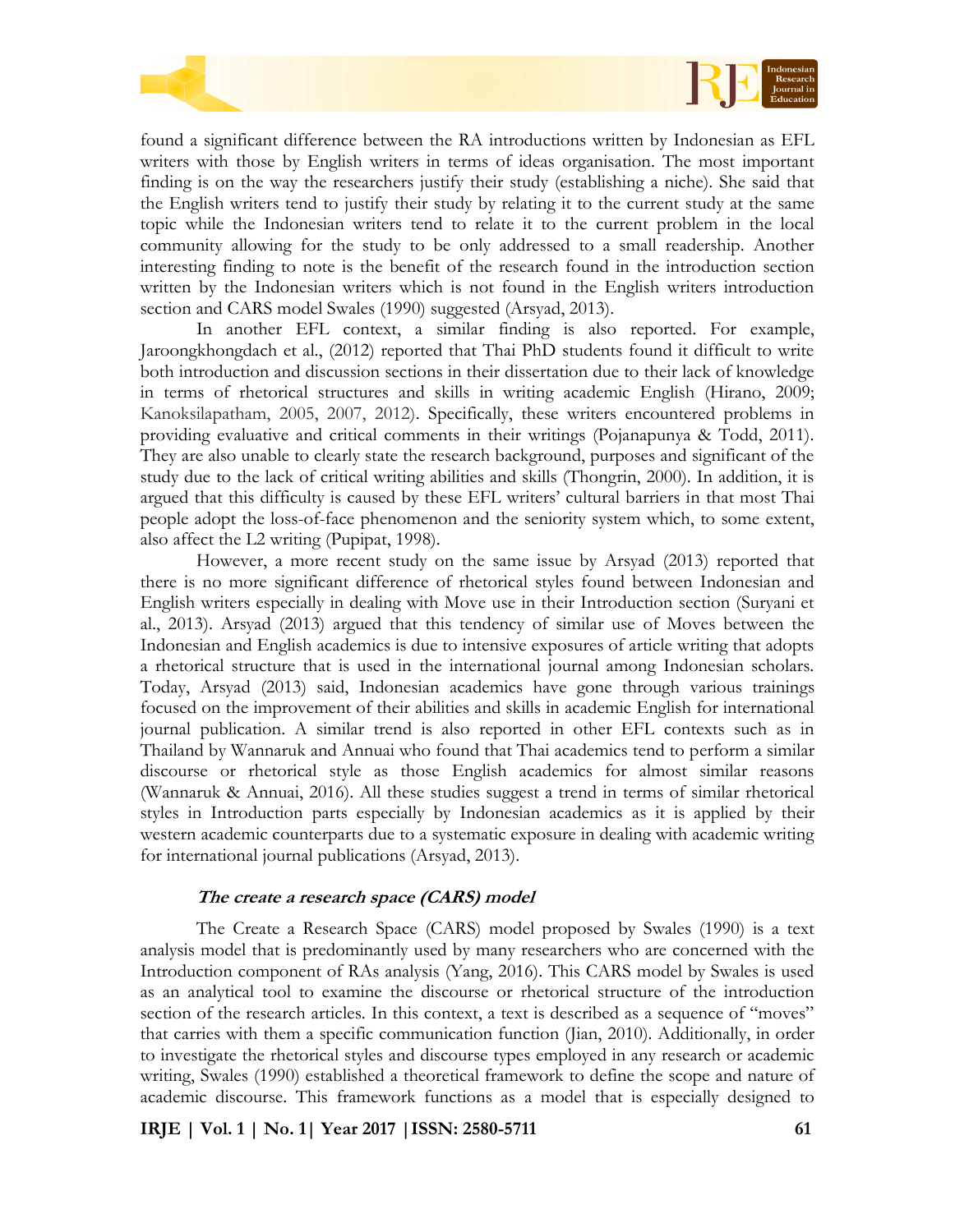found a significant difference between the RA introductions written by Indonesian as EFL writers with those by English writers in terms of ideas organisation. The most important finding is on the way the researchers justify their study (establishing a niche). She said that the English writers tend to justify their study by relating it to the current study at the same topic while the Indonesian writers tend to relate it to the current problem in the local community allowing for the study to be only addressed to a small readership. Another interesting finding to note is the benefit of the research found in the introduction section written by the Indonesian writers which is not found in the English writers introduction section and CARS model Swales (1990) suggested (Arsyad, 2013).

In another EFL context, a similar finding is also reported. For example, Jaroongkhongdach et al., (2012) reported that Thai PhD students found it difficult to write both introduction and discussion sections in their dissertation due to their lack of knowledge in terms of rhetorical structures and skills in writing academic English (Hirano, 2009; Kanoksilapatham, 2005, 2007, 2012). Specifically, these writers encountered problems in providing evaluative and critical comments in their writings (Pojanapunya & Todd, 2011). They are also unable to clearly state the research background, purposes and significant of the study due to the lack of critical writing abilities and skills (Thongrin, 2000). In addition, it is argued that this difficulty is caused by these EFL writers' cultural barriers in that most Thai people adopt the loss-of-face phenomenon and the seniority system which, to some extent, also affect the L2 writing (Pupipat, 1998).

However, a more recent study on the same issue by Arsyad (2013) reported that there is no more significant difference of rhetorical styles found between Indonesian and English writers especially in dealing with Move use in their Introduction section (Suryani et al., 2013). Arsyad (2013) argued that this tendency of similar use of Moves between the Indonesian and English academics is due to intensive exposures of article writing that adopts a rhetorical structure that is used in the international journal among Indonesian scholars. Today, Arsyad (2013) said, Indonesian academics have gone through various trainings focused on the improvement of their abilities and skills in academic English for international journal publication. A similar trend is also reported in other EFL contexts such as in Thailand by Wannaruk and Annuai who found that Thai academics tend to perform a similar discourse or rhetorical style as those English academics for almost similar reasons (Wannaruk & Annuai, 2016). All these studies suggest a trend in terms of similar rhetorical styles in Introduction parts especially by Indonesian academics as it is applied by their western academic counterparts due to a systematic exposure in dealing with academic writing for international journal publications (Arsyad, 2013).

### *The create a research space (CARS) model*

The Create a Research Space (CARS) model proposed by Swales (1990) is a text analysis model that is predominantly used by many researchers who are concerned with the Introduction component of RAs analysis (Yang, 2016). This CARS model by Swales is used as an analytical tool to examine the discourse or rhetorical structure of the introduction section of the research articles. In this context, a text is described as a sequence of "moves" that carries with them a specific communication function (Jian, 2010). Additionally, in order to investigate the rhetorical styles and discourse types employed in any research or academic writing, Swales (1990) established a theoretical framework to define the scope and nature of academic discourse. This framework functions as a model that is especially designed to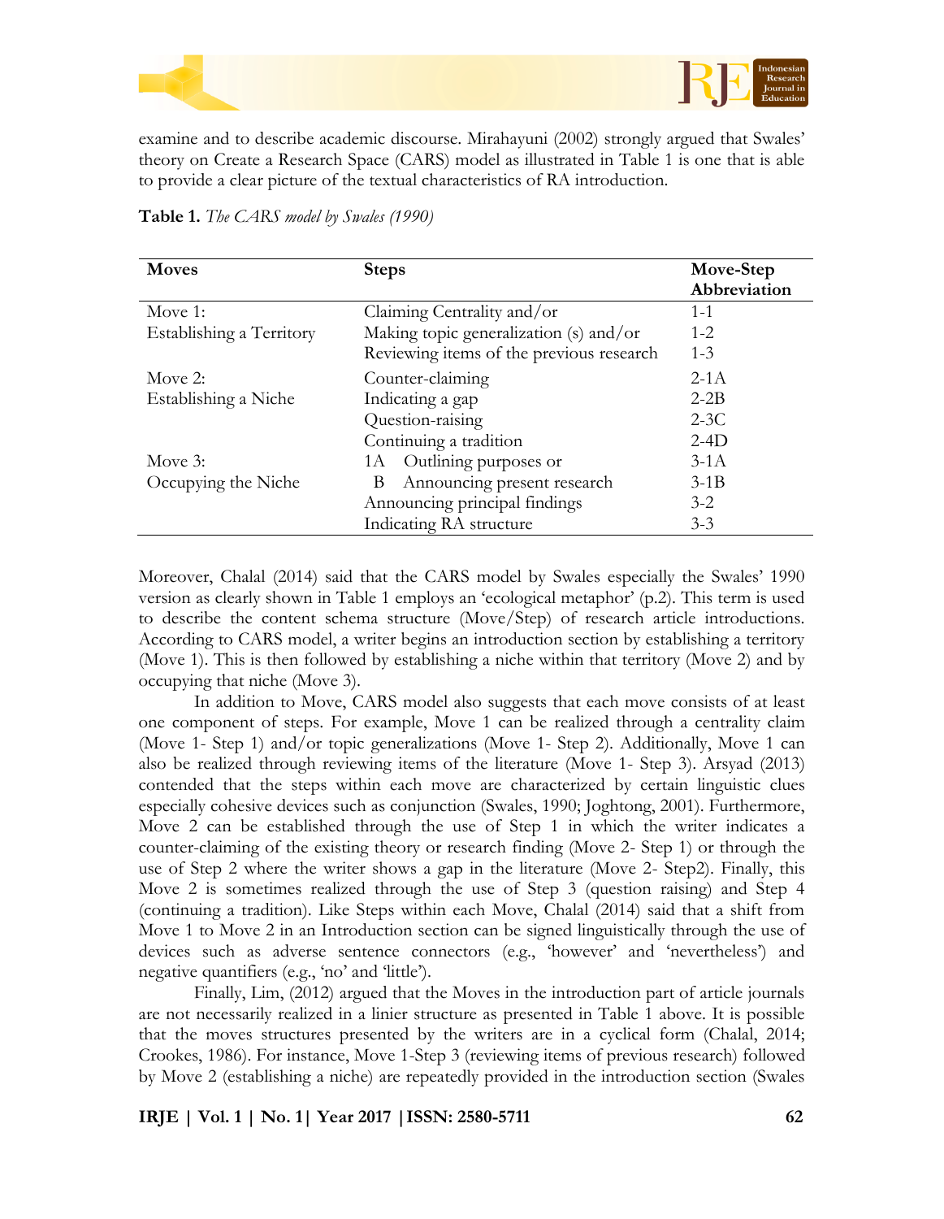examine and to describe academic discourse. Mirahayuni (2002) strongly argued that Swales' theory on Create a Research Space (CARS) model as illustrated in Table 1 is one that is able to provide a clear picture of the textual characteristics of RA introduction.

**Table 1.** *The CARS model by Swales (1990)*

| Moves | Steps | Move-Step Abbreviation |
|---|---|---|
| Move 1: Establishing a Territory | Claiming Centrality and/or | 1-1 |
| | Making topic generalization (s) and/or | 1-2 |
| | Reviewing items of the previous research | 1-3 |
| Move 2: Establishing a Niche | Counter-claiming | 2-1A |
| | Indicating a gap | 2-2B |
| | Question-raising | 2-3C |
| | Continuing a tradition | 2-4D |
| Move 3: Occupying the Niche | 1A Outlining purposes or | 3-1A |
| | B Announcing present research | 3-1B |
| | Announcing principal findings | 3-2 |
| | Indicating RA structure | 3-3 |

Moreover, Chalal (2014) said that the CARS model by Swales especially the Swales' 1990 version as clearly shown in Table 1 employs an 'ecological metaphor' (p.2). This term is used to describe the content schema structure (Move/Step) of research article introductions. According to CARS model, a writer begins an introduction section by establishing a territory (Move 1). This is then followed by establishing a niche within that territory (Move 2) and by occupying that niche (Move 3).

In addition to Move, CARS model also suggests that each move consists of at least one component of steps. For example, Move 1 can be realized through a centrality claim (Move 1- Step 1) and/or topic generalizations (Move 1- Step 2). Additionally, Move 1 can also be realized through reviewing items of the literature (Move 1- Step 3). Arsyad (2013) contended that the steps within each move are characterized by certain linguistic clues especially cohesive devices such as conjunction (Swales, 1990; Joghtong, 2001). Furthermore, Move 2 can be established through the use of Step 1 in which the writer indicates a counter-claiming of the existing theory or research finding (Move 2- Step 1) or through the use of Step 2 where the writer shows a gap in the literature (Move 2- Step2). Finally, this Move 2 is sometimes realized through the use of Step 3 (question raising) and Step 4 (continuing a tradition). Like Steps within each Move, Chalal (2014) said that a shift from Move 1 to Move 2 in an Introduction section can be signed linguistically through the use of devices such as adverse sentence connectors (e.g., 'however' and 'nevertheless') and negative quantifiers (e.g., 'no' and 'little').

Finally, Lim, (2012) argued that the Moves in the introduction part of article journals are not necessarily realized in a linier structure as presented in Table 1 above. It is possible that the moves structures presented by the writers are in a cyclical form (Chalal, 2014; Crookes, 1986). For instance, Move 1-Step 3 (reviewing items of previous research) followed by Move 2 (establishing a niche) are repeatedly provided in the introduction section (Swales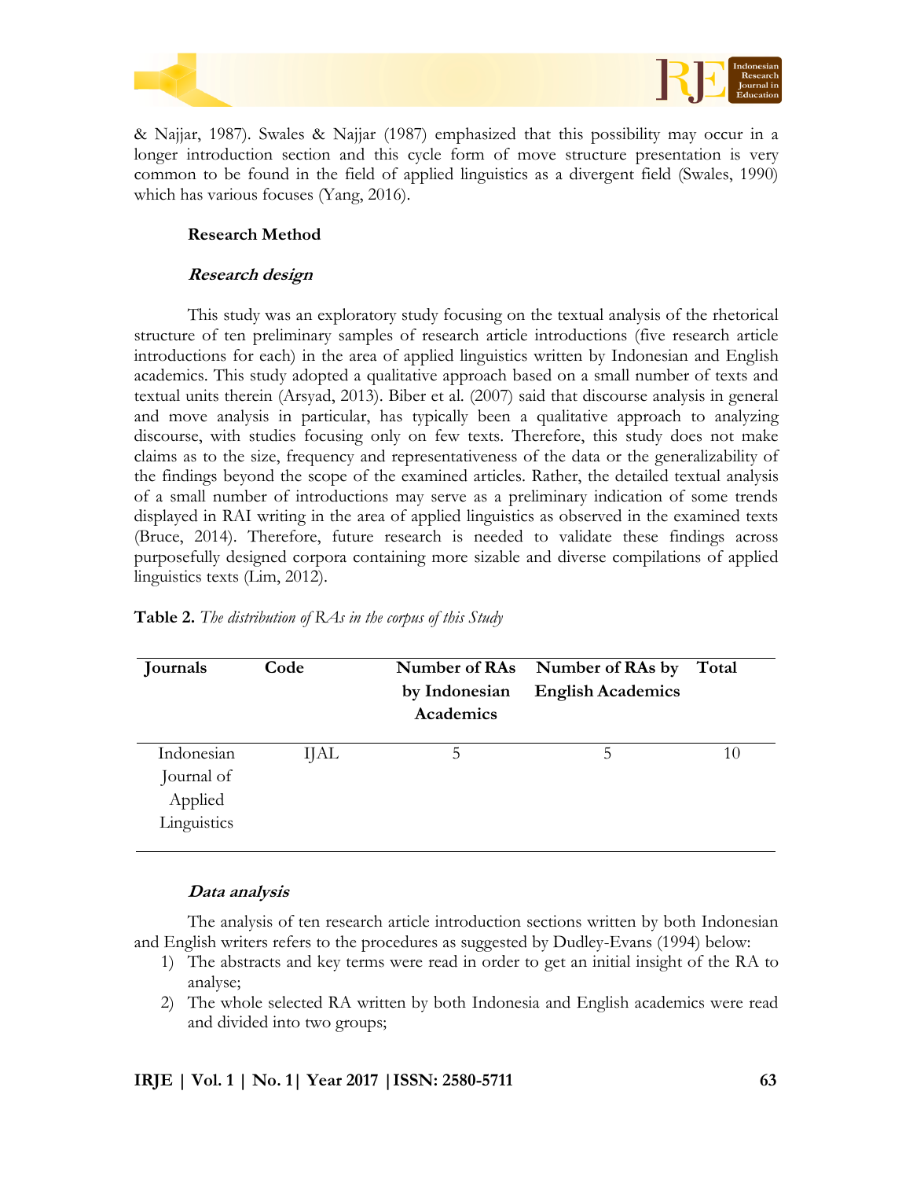& Najjar, 1987). Swales & Najjar (1987) emphasized that this possibility may occur in a longer introduction section and this cycle form of move structure presentation is very common to be found in the field of applied linguistics as a divergent field (Swales, 1990) which has various focuses (Yang, 2016).

## Research Method

### *Research design*

This study was an exploratory study focusing on the textual analysis of the rhetorical structure of ten preliminary samples of research article introductions (five research article introductions for each) in the area of applied linguistics written by Indonesian and English academics. This study adopted a qualitative approach based on a small number of texts and textual units therein (Arsyad, 2013). Biber et al. (2007) said that discourse analysis in general and move analysis in particular, has typically been a qualitative approach to analyzing discourse, with studies focusing only on few texts. Therefore, this study does not make claims as to the size, frequency and representativeness of the data or the generalizability of the findings beyond the scope of the examined articles. Rather, the detailed textual analysis of a small number of introductions may serve as a preliminary indication of some trends displayed in RAI writing in the area of applied linguistics as observed in the examined texts (Bruce, 2014). Therefore, future research is needed to validate these findings across purposefully designed corpora containing more sizable and diverse compilations of applied linguistics texts (Lim, 2012).

**Table 2.** *The distribution of RAs in the corpus of this Study*

| Journals | Code | Number of RAs by Indonesian Academics | Number of RAs by English Academics | Total |
|---|---|---|---|---|
| Indonesian Journal of Applied Linguistics | IJAL | 5 | 5 | 10 |

### *Data analysis*

The analysis of ten research article introduction sections written by both Indonesian and English writers refers to the procedures as suggested by Dudley-Evans (1994) below:

1) The abstracts and key terms were read in order to get an initial insight of the RA to analyse;
2) The whole selected RA written by both Indonesia and English academics were read and divided into two groups;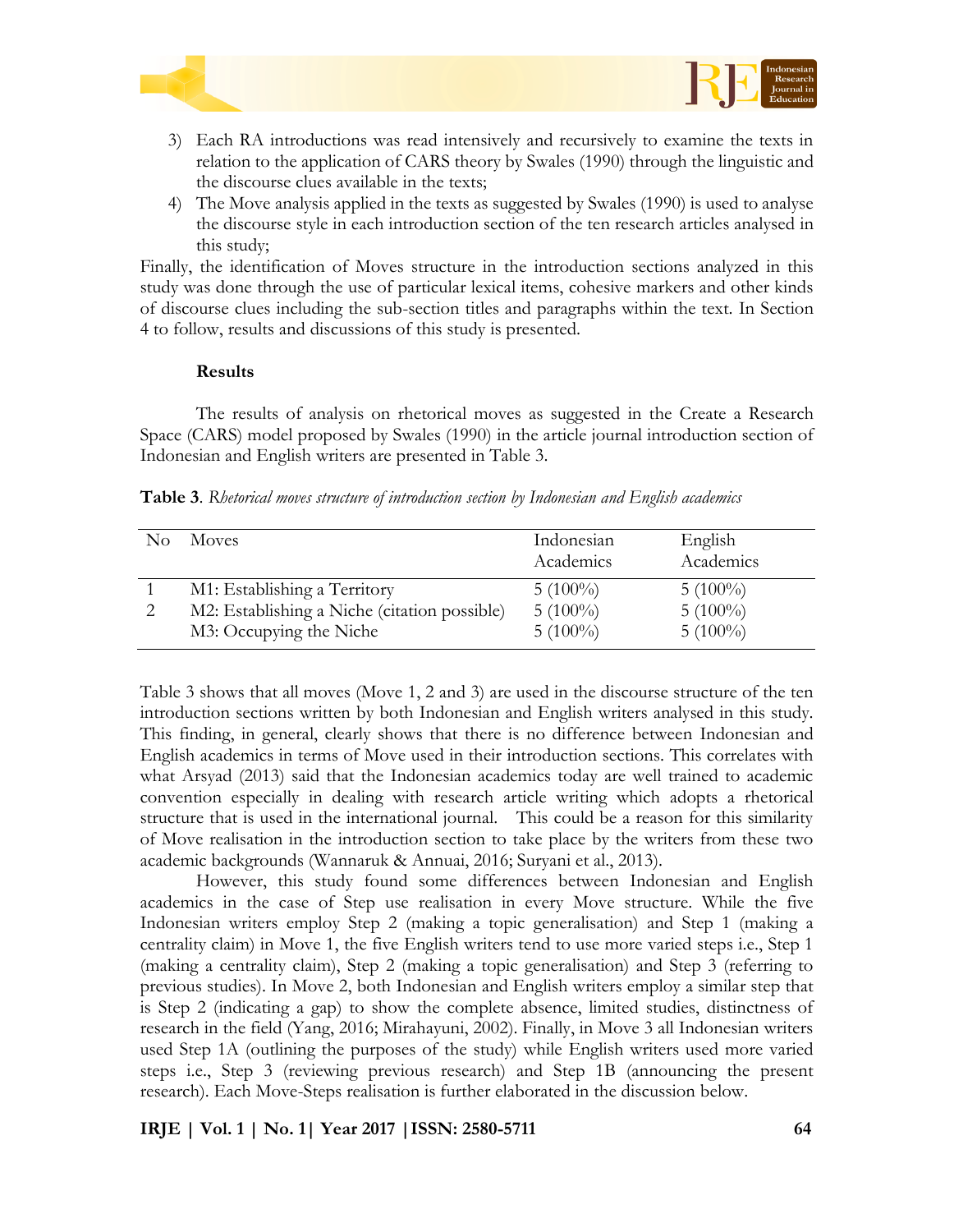3) Each RA introductions was read intensively and recursively to examine the texts in relation to the application of CARS theory by Swales (1990) through the linguistic and the discourse clues available in the texts;
4) The Move analysis applied in the texts as suggested by Swales (1990) is used to analyse the discourse style in each introduction section of the ten research articles analysed in this study;

Finally, the identification of Moves structure in the introduction sections analyzed in this study was done through the use of particular lexical items, cohesive markers and other kinds of discourse clues including the sub-section titles and paragraphs within the text. In Section 4 to follow, results and discussions of this study is presented.

## Results

The results of analysis on rhetorical moves as suggested in the Create a Research Space (CARS) model proposed by Swales (1990) in the article journal introduction section of Indonesian and English writers are presented in Table 3.

**Table 3**. *Rhetorical moves structure of introduction section by Indonesian and English academics*

| No | Moves | Indonesian Academics | English Academics |
|---|---|---|---|
| 1 | M1: Establishing a Territory | 5 (100%) | 5 (100%) |
| 2 | M2: Establishing a Niche (citation possible) | 5 (100%) | 5 (100%) |
| | M3: Occupying the Niche | 5 (100%) | 5 (100%) |

Table 3 shows that all moves (Move 1, 2 and 3) are used in the discourse structure of the ten introduction sections written by both Indonesian and English writers analysed in this study. This finding, in general, clearly shows that there is no difference between Indonesian and English academics in terms of Move used in their introduction sections. This correlates with what Arsyad (2013) said that the Indonesian academics today are well trained to academic convention especially in dealing with research article writing which adopts a rhetorical structure that is used in the international journal. This could be a reason for this similarity of Move realisation in the introduction section to take place by the writers from these two academic backgrounds (Wannaruk & Annuai, 2016; Suryani et al., 2013).

However, this study found some differences between Indonesian and English academics in the case of Step use realisation in every Move structure. While the five Indonesian writers employ Step 2 (making a topic generalisation) and Step 1 (making a centrality claim) in Move 1, the five English writers tend to use more varied steps i.e., Step 1 (making a centrality claim), Step 2 (making a topic generalisation) and Step 3 (referring to previous studies). In Move 2, both Indonesian and English writers employ a similar step that is Step 2 (indicating a gap) to show the complete absence, limited studies, distinctness of research in the field (Yang, 2016; Mirahayuni, 2002). Finally, in Move 3 all Indonesian writers used Step 1A (outlining the purposes of the study) while English writers used more varied steps i.e., Step 3 (reviewing previous research) and Step 1B (announcing the present research). Each Move-Steps realisation is further elaborated in the discussion below.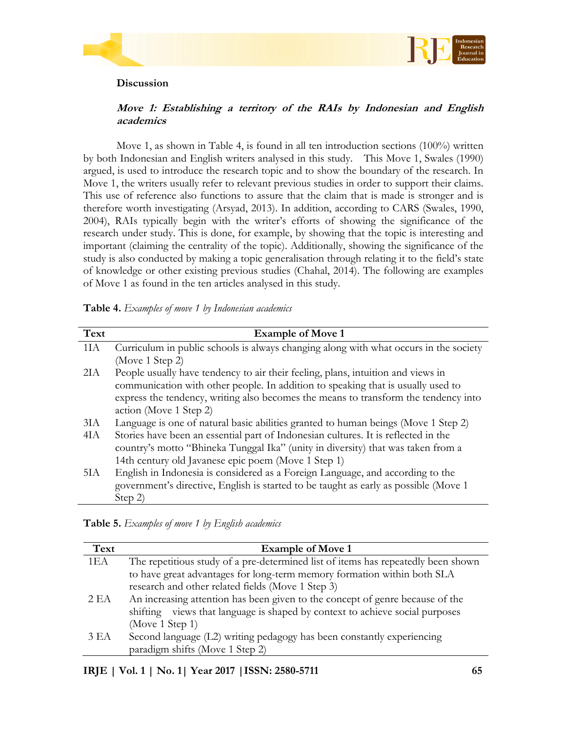## Discussion

### *Move 1: Establishing a territory of the RAIs by Indonesian and English academics*

Move 1, as shown in Table 4, is found in all ten introduction sections (100%) written by both Indonesian and English writers analysed in this study. This Move 1, Swales (1990) argued, is used to introduce the research topic and to show the boundary of the research. In Move 1, the writers usually refer to relevant previous studies in order to support their claims. This use of reference also functions to assure that the claim that is made is stronger and is therefore worth investigating (Arsyad, 2013). In addition, according to CARS (Swales, 1990, 2004), RAIs typically begin with the writer's efforts of showing the significance of the research under study. This is done, for example, by showing that the topic is interesting and important (claiming the centrality of the topic). Additionally, showing the significance of the study is also conducted by making a topic generalisation through relating it to the field's state of knowledge or other existing previous studies (Chahal, 2014). The following are examples of Move 1 as found in the ten articles analysed in this study.

**Table 4.** *Examples of move 1 by Indonesian academics*

| Text | Example of Move 1 |
|---|---|
| 1IA | Curriculum in public schools is always changing along with what occurs in the society (Move 1 Step 2) |
| 2IA | People usually have tendency to air their feeling, plans, intuition and views in communication with other people. In addition to speaking that is usually used to express the tendency, writing also becomes the means to transform the tendency into action (Move 1 Step 2) |
| 3IA | Language is one of natural basic abilities granted to human beings (Move 1 Step 2) |
| 4IA | Stories have been an essential part of Indonesian cultures. It is reflected in the country's motto "Bhineka Tunggal Ika" (unity in diversity) that was taken from a 14th century old Javanese epic poem (Move 1 Step 1) |
| 5IA | English in Indonesia is considered as a Foreign Language, and according to the government's directive, English is started to be taught as early as possible (Move 1 Step 2) |

**Table 5.** *Examples of move 1 by English academics*

| Text | Example of Move 1 |
|---|---|
| 1EA | The repetitious study of a pre-determined list of items has repeatedly been shown to have great advantages for long-term memory formation within both SLA research and other related fields (Move 1 Step 3) |
| 2 EA | An increasing attention has been given to the concept of genre because of the shifting views that language is shaped by context to achieve social purposes (Move 1 Step 1) |
| 3 EA | Second language (L2) writing pedagogy has been constantly experiencing paradigm shifts (Move 1 Step 2) |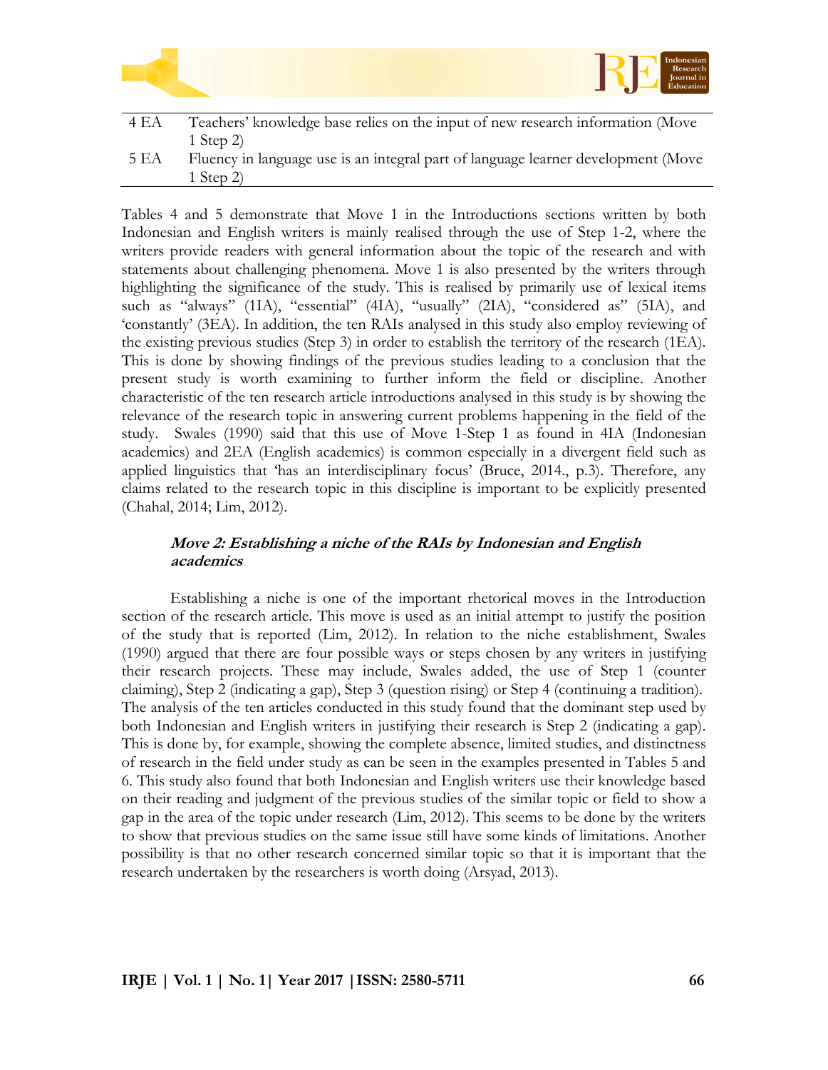| | |
|---|---|
| 4 EA | Teachers' knowledge base relies on the input of new research information (Move 1 Step 2) |
| 5 EA | Fluency in language use is an integral part of language learner development (Move 1 Step 2) |

Tables 4 and 5 demonstrate that Move 1 in the Introductions sections written by both Indonesian and English writers is mainly realised through the use of Step 1-2, where the writers provide readers with general information about the topic of the research and with statements about challenging phenomena. Move 1 is also presented by the writers through highlighting the significance of the study. This is realised by primarily use of lexical items such as "always" (1IA), "essential" (4IA), "usually" (2IA), "considered as" (5IA), and 'constantly' (3EA). In addition, the ten RAIs analysed in this study also employ reviewing of the existing previous studies (Step 3) in order to establish the territory of the research (1EA). This is done by showing findings of the previous studies leading to a conclusion that the present study is worth examining to further inform the field or discipline. Another characteristic of the ten research article introductions analysed in this study is by showing the relevance of the research topic in answering current problems happening in the field of the study. Swales (1990) said that this use of Move 1-Step 1 as found in 4IA (Indonesian academics) and 2EA (English academics) is common especially in a divergent field such as applied linguistics that 'has an interdisciplinary focus' (Bruce, 2014., p.3). Therefore, any claims related to the research topic in this discipline is important to be explicitly presented (Chahal, 2014; Lim, 2012).

#### ***Move 2: Establishing a niche of the RAIs by Indonesian and English academics***

Establishing a niche is one of the important rhetorical moves in the Introduction section of the research article. This move is used as an initial attempt to justify the position of the study that is reported (Lim, 2012). In relation to the niche establishment, Swales (1990) argued that there are four possible ways or steps chosen by any writers in justifying their research projects. These may include, Swales added, the use of Step 1 (counter claiming), Step 2 (indicating a gap), Step 3 (question rising) or Step 4 (continuing a tradition). The analysis of the ten articles conducted in this study found that the dominant step used by both Indonesian and English writers in justifying their research is Step 2 (indicating a gap). This is done by, for example, showing the complete absence, limited studies, and distinctness of research in the field under study as can be seen in the examples presented in Tables 5 and 6. This study also found that both Indonesian and English writers use their knowledge based on their reading and judgment of the previous studies of the similar topic or field to show a gap in the area of the topic under research (Lim, 2012). This seems to be done by the writers to show that previous studies on the same issue still have some kinds of limitations. Another possibility is that no other research concerned similar topic so that it is important that the research undertaken by the researchers is worth doing (Arsyad, 2013).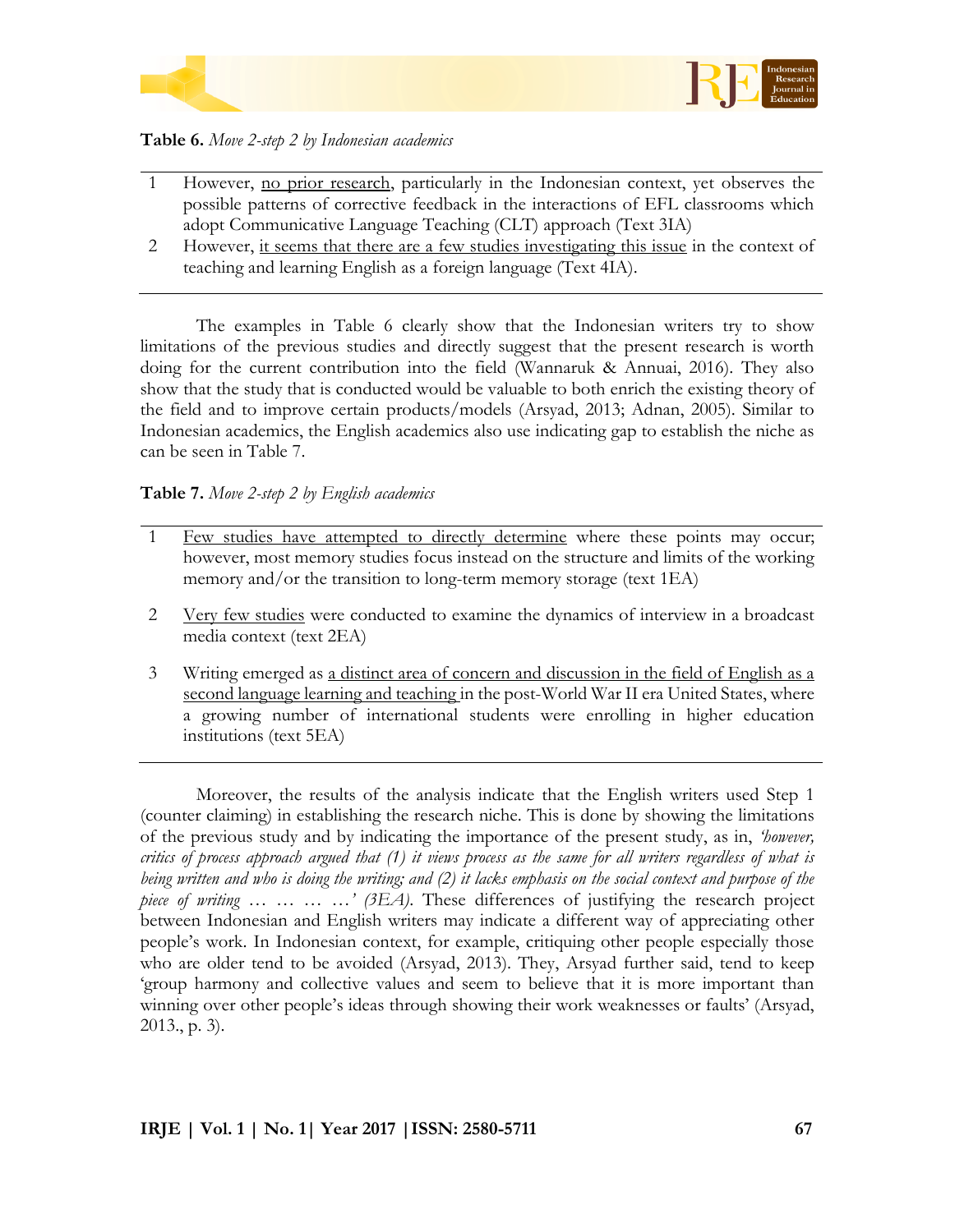**Table 6.** *Move 2-step 2 by Indonesian academics*

| | |
|---|---|
| 1 | However, <u>no prior research</u>, particularly in the Indonesian context, yet observes the possible patterns of corrective feedback in the interactions of EFL classrooms which adopt Communicative Language Teaching (CLT) approach (Text 3IA) |
| 2 | However, <u>it seems that there are a few studies investigating this issue</u> in the context of teaching and learning English as a foreign language (Text 4IA). |

The examples in Table 6 clearly show that the Indonesian writers try to show limitations of the previous studies and directly suggest that the present research is worth doing for the current contribution into the field (Wannaruk & Annuai, 2016). They also show that the study that is conducted would be valuable to both enrich the existing theory of the field and to improve certain products/models (Arsyad, 2013; Adnan, 2005). Similar to Indonesian academics, the English academics also use indicating gap to establish the niche as can be seen in Table 7.

**Table 7.** *Move 2-step 2 by English academics*

| | |
|---|---|
| 1 | <u>Few studies have attempted to directly determine</u> where these points may occur; however, most memory studies focus instead on the structure and limits of the working memory and/or the transition to long-term memory storage (text 1EA) |
| 2 | <u>Very few studies</u> were conducted to examine the dynamics of interview in a broadcast media context (text 2EA) |
| 3 | Writing emerged as <u>a distinct area of concern and discussion in the field of English as a second language learning and teaching</u> in the post-World War II era United States, where a growing number of international students were enrolling in higher education institutions (text 5EA) |

Moreover, the results of the analysis indicate that the English writers used Step 1 (counter claiming) in establishing the research niche. This is done by showing the limitations of the previous study and by indicating the importance of the present study, as in, *'however, critics of process approach argued that (1) it views process as the same for all writers regardless of what is being written and who is doing the writing; and (2) it lacks emphasis on the social context and purpose of the piece of writing … … … …' (3EA).* These differences of justifying the research project between Indonesian and English writers may indicate a different way of appreciating other people's work. In Indonesian context, for example, critiquing other people especially those who are older tend to be avoided (Arsyad, 2013). They, Arsyad further said, tend to keep 'group harmony and collective values and seem to believe that it is more important than winning over other people's ideas through showing their work weaknesses or faults' (Arsyad, 2013., p. 3).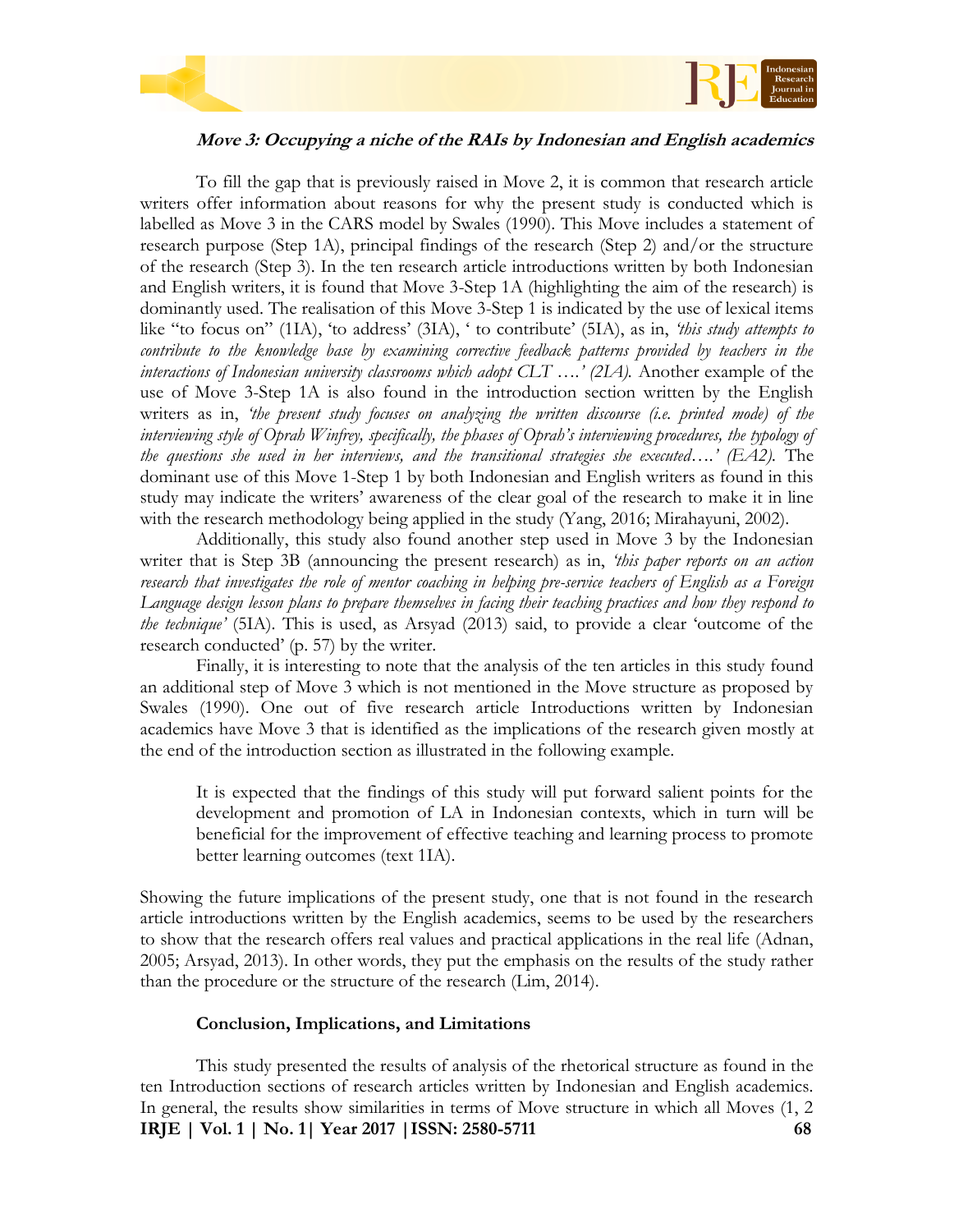***Move 3: Occupying a niche of the RAIs by Indonesian and English academics***

To fill the gap that is previously raised in Move 2, it is common that research article writers offer information about reasons for why the present study is conducted which is labelled as Move 3 in the CARS model by Swales (1990). This Move includes a statement of research purpose (Step 1A), principal findings of the research (Step 2) and/or the structure of the research (Step 3). In the ten research article introductions written by both Indonesian and English writers, it is found that Move 3-Step 1A (highlighting the aim of the research) is dominantly used. The realisation of this Move 3-Step 1 is indicated by the use of lexical items like "to focus on" (1IA), 'to address' (3IA), ' to contribute' (5IA), as in, *'this study attempts to contribute to the knowledge base by examining corrective feedback patterns provided by teachers in the interactions of Indonesian university classrooms which adopt CLT ….' (2IA).* Another example of the use of Move 3-Step 1A is also found in the introduction section written by the English writers as in, *'the present study focuses on analyzing the written discourse (i.e. printed mode) of the interviewing style of Oprah Winfrey, specifically, the phases of Oprah's interviewing procedures, the typology of the questions she used in her interviews, and the transitional strategies she executed….' (EA2).* The dominant use of this Move 1-Step 1 by both Indonesian and English writers as found in this study may indicate the writers' awareness of the clear goal of the research to make it in line with the research methodology being applied in the study (Yang, 2016; Mirahayuni, 2002).

Additionally, this study also found another step used in Move 3 by the Indonesian writer that is Step 3B (announcing the present research) as in, *'this paper reports on an action research that investigates the role of mentor coaching in helping pre-service teachers of English as a Foreign Language design lesson plans to prepare themselves in facing their teaching practices and how they respond to the technique'* (5IA). This is used, as Arsyad (2013) said, to provide a clear 'outcome of the research conducted' (p. 57) by the writer.

Finally, it is interesting to note that the analysis of the ten articles in this study found an additional step of Move 3 which is not mentioned in the Move structure as proposed by Swales (1990). One out of five research article Introductions written by Indonesian academics have Move 3 that is identified as the implications of the research given mostly at the end of the introduction section as illustrated in the following example.

> It is expected that the findings of this study will put forward salient points for the development and promotion of LA in Indonesian contexts, which in turn will be beneficial for the improvement of effective teaching and learning process to promote better learning outcomes (text 1IA).

Showing the future implications of the present study, one that is not found in the research article introductions written by the English academics, seems to be used by the researchers to show that the research offers real values and practical applications in the real life (Adnan, 2005; Arsyad, 2013). In other words, they put the emphasis on the results of the study rather than the procedure or the structure of the research (Lim, 2014).

**Conclusion, Implications, and Limitations**

This study presented the results of analysis of the rhetorical structure as found in the ten Introduction sections of research articles written by Indonesian and English academics. In general, the results show similarities in terms of Move structure in which all Moves (1, 2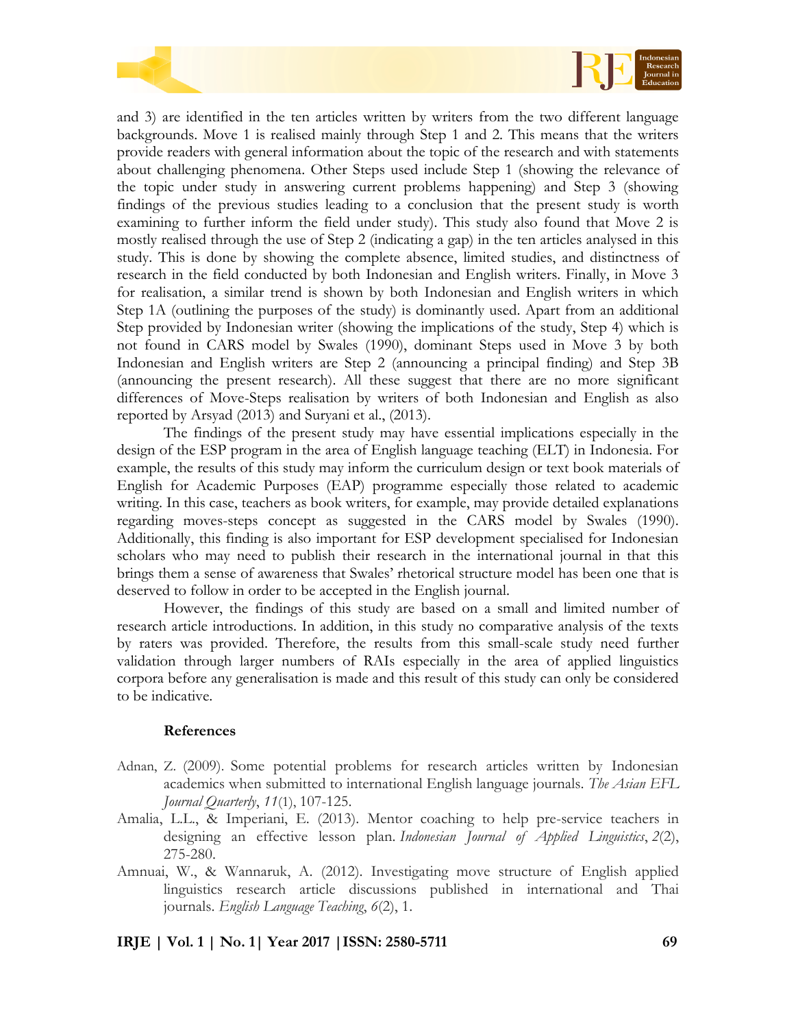and 3) are identified in the ten articles written by writers from the two different language backgrounds. Move 1 is realised mainly through Step 1 and 2. This means that the writers provide readers with general information about the topic of the research and with statements about challenging phenomena. Other Steps used include Step 1 (showing the relevance of the topic under study in answering current problems happening) and Step 3 (showing findings of the previous studies leading to a conclusion that the present study is worth examining to further inform the field under study). This study also found that Move 2 is mostly realised through the use of Step 2 (indicating a gap) in the ten articles analysed in this study. This is done by showing the complete absence, limited studies, and distinctness of research in the field conducted by both Indonesian and English writers. Finally, in Move 3 for realisation, a similar trend is shown by both Indonesian and English writers in which Step 1A (outlining the purposes of the study) is dominantly used. Apart from an additional Step provided by Indonesian writer (showing the implications of the study, Step 4) which is not found in CARS model by Swales (1990), dominant Steps used in Move 3 by both Indonesian and English writers are Step 2 (announcing a principal finding) and Step 3B (announcing the present research). All these suggest that there are no more significant differences of Move-Steps realisation by writers of both Indonesian and English as also reported by Arsyad (2013) and Suryani et al., (2013).

The findings of the present study may have essential implications especially in the design of the ESP program in the area of English language teaching (ELT) in Indonesia. For example, the results of this study may inform the curriculum design or text book materials of English for Academic Purposes (EAP) programme especially those related to academic writing. In this case, teachers as book writers, for example, may provide detailed explanations regarding moves-steps concept as suggested in the CARS model by Swales (1990). Additionally, this finding is also important for ESP development specialised for Indonesian scholars who may need to publish their research in the international journal in that this brings them a sense of awareness that Swales' rhetorical structure model has been one that is deserved to follow in order to be accepted in the English journal.

However, the findings of this study are based on a small and limited number of research article introductions. In addition, in this study no comparative analysis of the texts by raters was provided. Therefore, the results from this small-scale study need further validation through larger numbers of RAIs especially in the area of applied linguistics corpora before any generalisation is made and this result of this study can only be considered to be indicative.

## References

Adnan, Z. (2009). Some potential problems for research articles written by Indonesian academics when submitted to international English language journals. *The Asian EFL Journal Quarterly*, *11*(1), 107-125.

Amalia, L.L., & Imperiani, E. (2013). Mentor coaching to help pre-service teachers in designing an effective lesson plan. *Indonesian Journal of Applied Linguistics*, *2*(2), 275-280.

Amnuai, W., & Wannaruk, A. (2012). Investigating move structure of English applied linguistics research article discussions published in international and Thai journals. *English Language Teaching*, *6*(2), 1.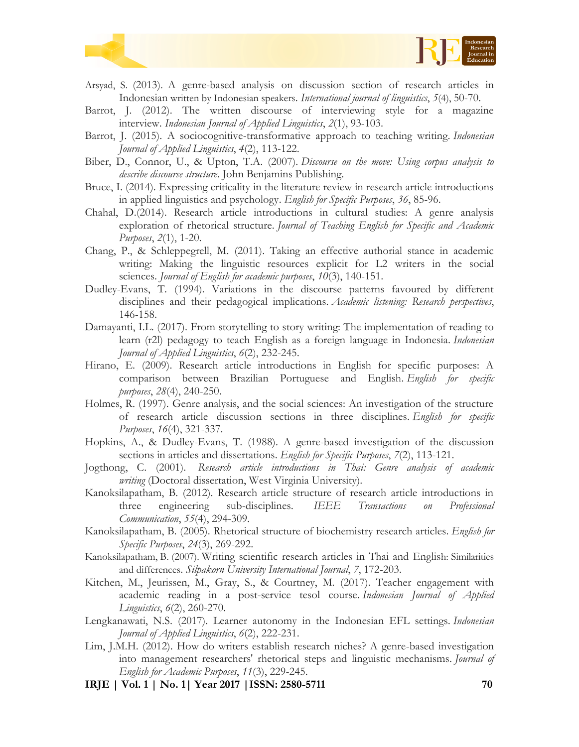Arsyad, S. (2013). A genre-based analysis on discussion section of research articles in Indonesian written by Indonesian speakers. *International journal of linguistics*, *5*(4), 50-70.

Barrot, J. (2012). The written discourse of interviewing style for a magazine interview. *Indonesian Journal of Applied Linguistics*, *2*(1), 93-103.

Barrot, J. (2015). A sociocognitive-transformative approach to teaching writing. *Indonesian Journal of Applied Linguistics*, *4*(2), 113-122.

Biber, D., Connor, U., & Upton, T.A. (2007). *Discourse on the move: Using corpus analysis to describe discourse structure*. John Benjamins Publishing.

Bruce, I. (2014). Expressing criticality in the literature review in research article introductions in applied linguistics and psychology. *English for Specific Purposes*, *36*, 85-96.

Chahal, D.(2014). Research article introductions in cultural studies: A genre analysis exploration of rhetorical structure. *Journal of Teaching English for Specific and Academic Purposes*, *2*(1), 1-20.

Chang, P., & Schleppegrell, M. (2011). Taking an effective authorial stance in academic writing: Making the linguistic resources explicit for L2 writers in the social sciences. *Journal of English for academic purposes*, *10*(3), 140-151.

Dudley-Evans, T. (1994). Variations in the discourse patterns favoured by different disciplines and their pedagogical implications. *Academic listening: Research perspectives*, 146-158.

Damayanti, I.L. (2017). From storytelling to story writing: The implementation of reading to learn (r2l) pedagogy to teach English as a foreign language in Indonesia. *Indonesian Journal of Applied Linguistics*, *6*(2), 232-245.

Hirano, E. (2009). Research article introductions in English for specific purposes: A comparison between Brazilian Portuguese and English. *English for specific purposes*, *28*(4), 240-250.

Holmes, R. (1997). Genre analysis, and the social sciences: An investigation of the structure of research article discussion sections in three disciplines. *English for specific Purposes*, *16*(4), 321-337.

Hopkins, A., & Dudley-Evans, T. (1988). A genre-based investigation of the discussion sections in articles and dissertations. *English for Specific Purposes*, *7*(2), 113-121.

Jogthong, C. (2001). *Research article introductions in Thai: Genre analysis of academic writing* (Doctoral dissertation, West Virginia University).

Kanoksilapatham, B. (2012). Research article structure of research article introductions in three engineering sub-disciplines. *IEEE Transactions on Professional Communication*, *55*(4), 294-309.

Kanoksilapatham, B. (2005). Rhetorical structure of biochemistry research articles. *English for Specific Purposes*, *24*(3), 269-292.

Kanoksilapatham, B. (2007). Writing scientific research articles in Thai and English: Similarities and differences. *Silpakorn University International Journal*, *7*, 172-203.

Kitchen, M., Jeurissen, M., Gray, S., & Courtney, M. (2017). Teacher engagement with academic reading in a post-service tesol course. *Indonesian Journal of Applied Linguistics*, *6*(2), 260-270.

Lengkanawati, N.S. (2017). Learner autonomy in the Indonesian EFL settings. *Indonesian Journal of Applied Linguistics*, *6*(2), 222-231.

Lim, J.M.H. (2012). How do writers establish research niches? A genre-based investigation into management researchers' rhetorical steps and linguistic mechanisms. *Journal of English for Academic Purposes*, *11*(3), 229-245.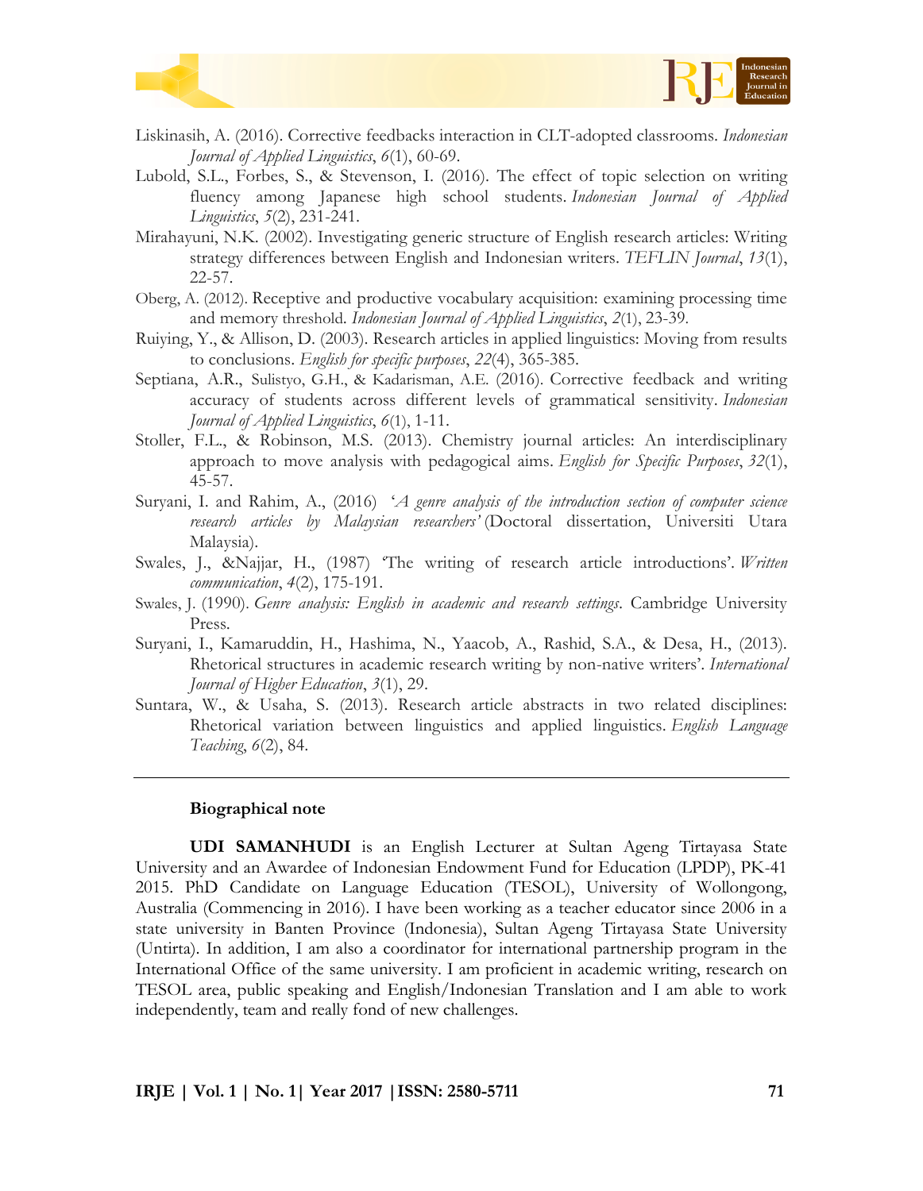Liskinasih, A. (2016). Corrective feedbacks interaction in CLT-adopted classrooms. *Indonesian Journal of Applied Linguistics*, *6*(1), 60-69.

Lubold, S.L., Forbes, S., & Stevenson, I. (2016). The effect of topic selection on writing fluency among Japanese high school students. *Indonesian Journal of Applied Linguistics*, *5*(2), 231-241.

Mirahayuni, N.K. (2002). Investigating generic structure of English research articles: Writing strategy differences between English and Indonesian writers. *TEFLIN Journal*, *13*(1), 22-57.

Oberg, A. (2012). Receptive and productive vocabulary acquisition: examining processing time and memory threshold. *Indonesian Journal of Applied Linguistics*, *2*(1), 23-39.

Ruiying, Y., & Allison, D. (2003). Research articles in applied linguistics: Moving from results to conclusions. *English for specific purposes*, *22*(4), 365-385.

Septiana, A.R., Sulistyo, G.H., & Kadarisman, A.E. (2016). Corrective feedback and writing accuracy of students across different levels of grammatical sensitivity. *Indonesian Journal of Applied Linguistics*, *6*(1), 1-11.

Stoller, F.L., & Robinson, M.S. (2013). Chemistry journal articles: An interdisciplinary approach to move analysis with pedagogical aims. *English for Specific Purposes*, *32*(1), 45-57.

Suryani, I. and Rahim, A., (2016) '*A genre analysis of the introduction section of computer science research articles by Malaysian researchers'* (Doctoral dissertation, Universiti Utara Malaysia).

Swales, J., &Najjar, H., (1987) 'The writing of research article introductions'. *Written communication*, *4*(2), 175-191.

Swales, J. (1990). *Genre analysis: English in academic and research settings*. Cambridge University Press.

Suryani, I., Kamaruddin, H., Hashima, N., Yaacob, A., Rashid, S.A., & Desa, H., (2013). Rhetorical structures in academic research writing by non-native writers'. *International Journal of Higher Education*, *3*(1), 29.

Suntara, W., & Usaha, S. (2013). Research article abstracts in two related disciplines: Rhetorical variation between linguistics and applied linguistics. *English Language Teaching*, *6*(2), 84.

---

**Biographical note**

**UDI SAMANHUDI** is an English Lecturer at Sultan Ageng Tirtayasa State University and an Awardee of Indonesian Endowment Fund for Education (LPDP), PK-41 2015. PhD Candidate on Language Education (TESOL), University of Wollongong, Australia (Commencing in 2016). I have been working as a teacher educator since 2006 in a state university in Banten Province (Indonesia), Sultan Ageng Tirtayasa State University (Untirta). In addition, I am also a coordinator for international partnership program in the International Office of the same university. I am proficient in academic writing, research on TESOL area, public speaking and English/Indonesian Translation and I am able to work independently, team and really fond of new challenges.